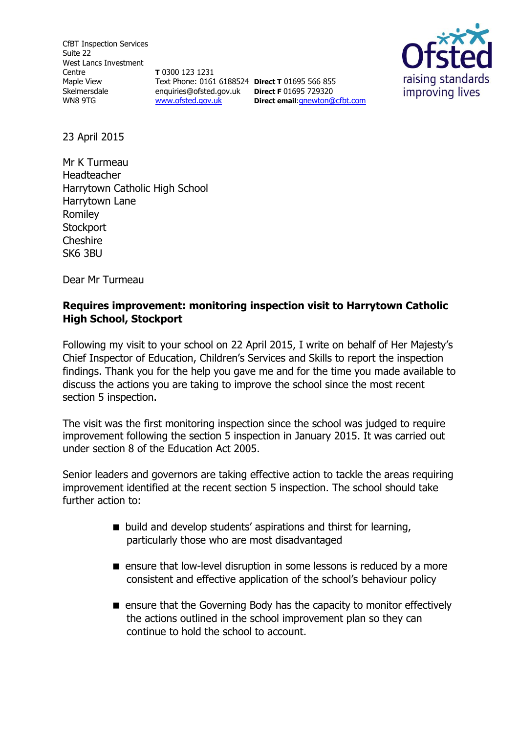CfBT Inspection Services
Suite 22
West Lancs Investment Centre
Maple View
Skelmersdale
WN8 9TG

**T** 0300 123 1231
Text Phone: 0161 6188524
enquiries@ofsted.gov.uk
www.ofsted.gov.uk

**Direct T** 01695 566 855
**Direct F** 01695 729320
**Direct email**:gnewton@cfbt.com

Ofsted
raising standards
improving lives

23 April 2015

Mr K Turmeau
Headteacher
Harrytown Catholic High School
Harrytown Lane
Romiley
Stockport
Cheshire
SK6 3BU

Dear Mr Turmeau

**Requires improvement: monitoring inspection visit to Harrytown Catholic High School, Stockport**

Following my visit to your school on 22 April 2015, I write on behalf of Her Majesty's Chief Inspector of Education, Children's Services and Skills to report the inspection findings. Thank you for the help you gave me and for the time you made available to discuss the actions you are taking to improve the school since the most recent section 5 inspection.

The visit was the first monitoring inspection since the school was judged to require improvement following the section 5 inspection in January 2015. It was carried out under section 8 of the Education Act 2005.

Senior leaders and governors are taking effective action to tackle the areas requiring improvement identified at the recent section 5 inspection. The school should take further action to:

- build and develop students' aspirations and thirst for learning, particularly those who are most disadvantaged
- ensure that low-level disruption in some lessons is reduced by a more consistent and effective application of the school's behaviour policy
- ensure that the Governing Body has the capacity to monitor effectively the actions outlined in the school improvement plan so they can continue to hold the school to account.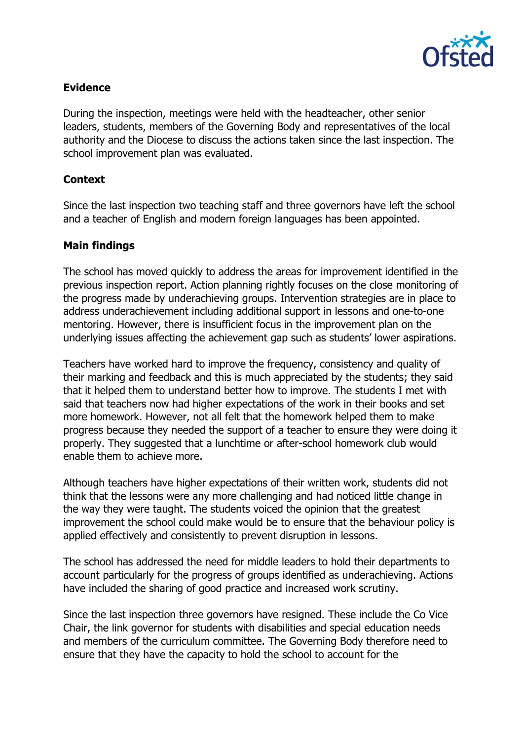### Evidence

During the inspection, meetings were held with the headteacher, other senior leaders, students, members of the Governing Body and representatives of the local authority and the Diocese to discuss the actions taken since the last inspection. The school improvement plan was evaluated.

### Context

Since the last inspection two teaching staff and three governors have left the school and a teacher of English and modern foreign languages has been appointed.

### Main findings

The school has moved quickly to address the areas for improvement identified in the previous inspection report. Action planning rightly focuses on the close monitoring of the progress made by underachieving groups. Intervention strategies are in place to address underachievement including additional support in lessons and one-to-one mentoring. However, there is insufficient focus in the improvement plan on the underlying issues affecting the achievement gap such as students' lower aspirations.

Teachers have worked hard to improve the frequency, consistency and quality of their marking and feedback and this is much appreciated by the students; they said that it helped them to understand better how to improve. The students I met with said that teachers now had higher expectations of the work in their books and set more homework. However, not all felt that the homework helped them to make progress because they needed the support of a teacher to ensure they were doing it properly. They suggested that a lunchtime or after-school homework club would enable them to achieve more.

Although teachers have higher expectations of their written work, students did not think that the lessons were any more challenging and had noticed little change in the way they were taught. The students voiced the opinion that the greatest improvement the school could make would be to ensure that the behaviour policy is applied effectively and consistently to prevent disruption in lessons.

The school has addressed the need for middle leaders to hold their departments to account particularly for the progress of groups identified as underachieving. Actions have included the sharing of good practice and increased work scrutiny.

Since the last inspection three governors have resigned. These include the Co Vice Chair, the link governor for students with disabilities and special education needs and members of the curriculum committee. The Governing Body therefore need to ensure that they have the capacity to hold the school to account for the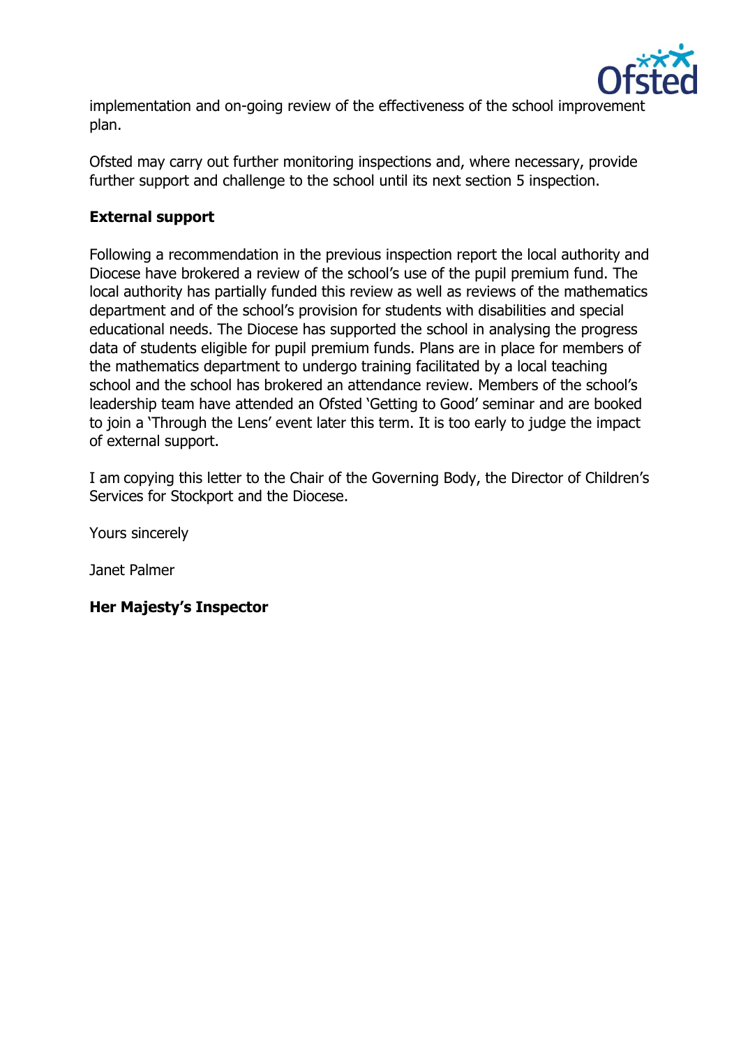implementation and on-going review of the effectiveness of the school improvement plan.

Ofsted may carry out further monitoring inspections and, where necessary, provide further support and challenge to the school until its next section 5 inspection.

**External support**

Following a recommendation in the previous inspection report the local authority and Diocese have brokered a review of the school's use of the pupil premium fund. The local authority has partially funded this review as well as reviews of the mathematics department and of the school's provision for students with disabilities and special educational needs. The Diocese has supported the school in analysing the progress data of students eligible for pupil premium funds. Plans are in place for members of the mathematics department to undergo training facilitated by a local teaching school and the school has brokered an attendance review. Members of the school's leadership team have attended an Ofsted 'Getting to Good' seminar and are booked to join a 'Through the Lens' event later this term. It is too early to judge the impact of external support.

I am copying this letter to the Chair of the Governing Body, the Director of Children's Services for Stockport and the Diocese.

Yours sincerely

Janet Palmer

**Her Majesty's Inspector**